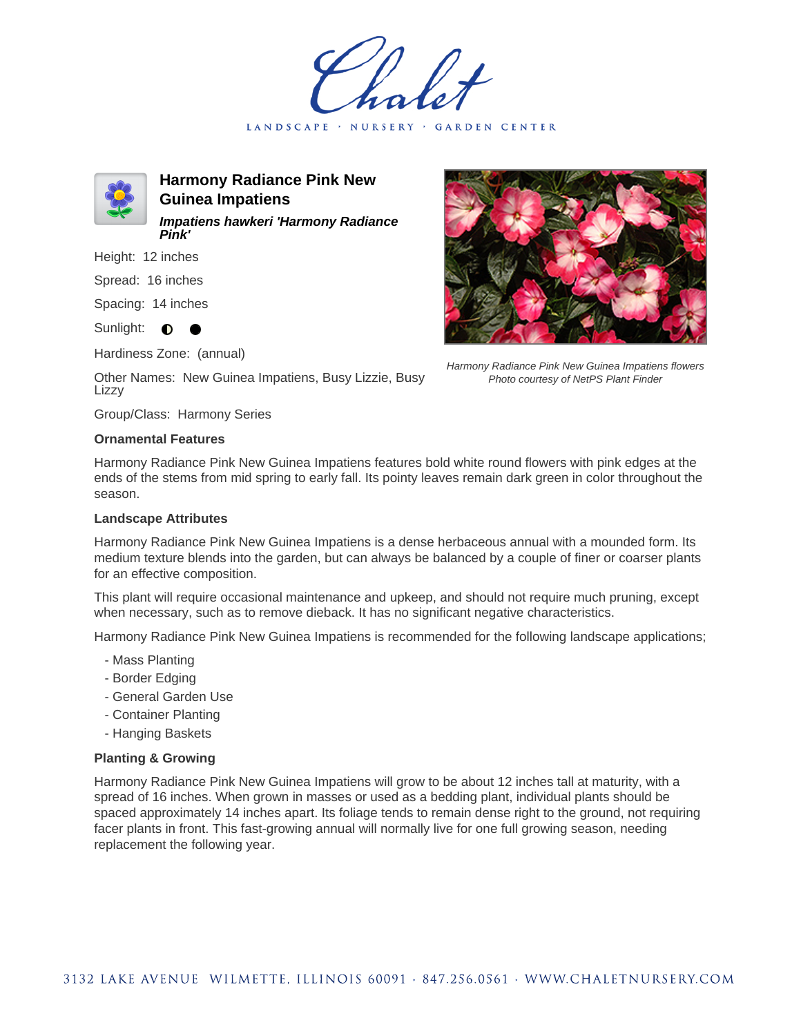# Chalet

LANDSCAPE · NURSERY · GARDEN CENTER

## Harmony Radiance Pink New Guinea Impatiens

***Impatiens hawkeri 'Harmony Radiance Pink'***

Height: 12 inches

Spread: 16 inches

Spacing: 14 inches

Sunlight: ◐ ●

Hardiness Zone: (annual)

Other Names: New Guinea Impatiens, Busy Lizzie, Busy Lizzy

Group/Class: Harmony Series

*Harmony Radiance Pink New Guinea Impatiens flowers*
*Photo courtesy of NetPS Plant Finder*

### Ornamental Features

Harmony Radiance Pink New Guinea Impatiens features bold white round flowers with pink edges at the ends of the stems from mid spring to early fall. Its pointy leaves remain dark green in color throughout the season.

### Landscape Attributes

Harmony Radiance Pink New Guinea Impatiens is a dense herbaceous annual with a mounded form. Its medium texture blends into the garden, but can always be balanced by a couple of finer or coarser plants for an effective composition.

This plant will require occasional maintenance and upkeep, and should not require much pruning, except when necessary, such as to remove dieback. It has no significant negative characteristics.

Harmony Radiance Pink New Guinea Impatiens is recommended for the following landscape applications;

- Mass Planting
- Border Edging
- General Garden Use
- Container Planting
- Hanging Baskets

### Planting & Growing

Harmony Radiance Pink New Guinea Impatiens will grow to be about 12 inches tall at maturity, with a spread of 16 inches. When grown in masses or used as a bedding plant, individual plants should be spaced approximately 14 inches apart. Its foliage tends to remain dense right to the ground, not requiring facer plants in front. This fast-growing annual will normally live for one full growing season, needing replacement the following year.

3132 LAKE AVENUE WILMETTE, ILLINOIS 60091 · 847.256.0561 · WWW.CHALETNURSERY.COM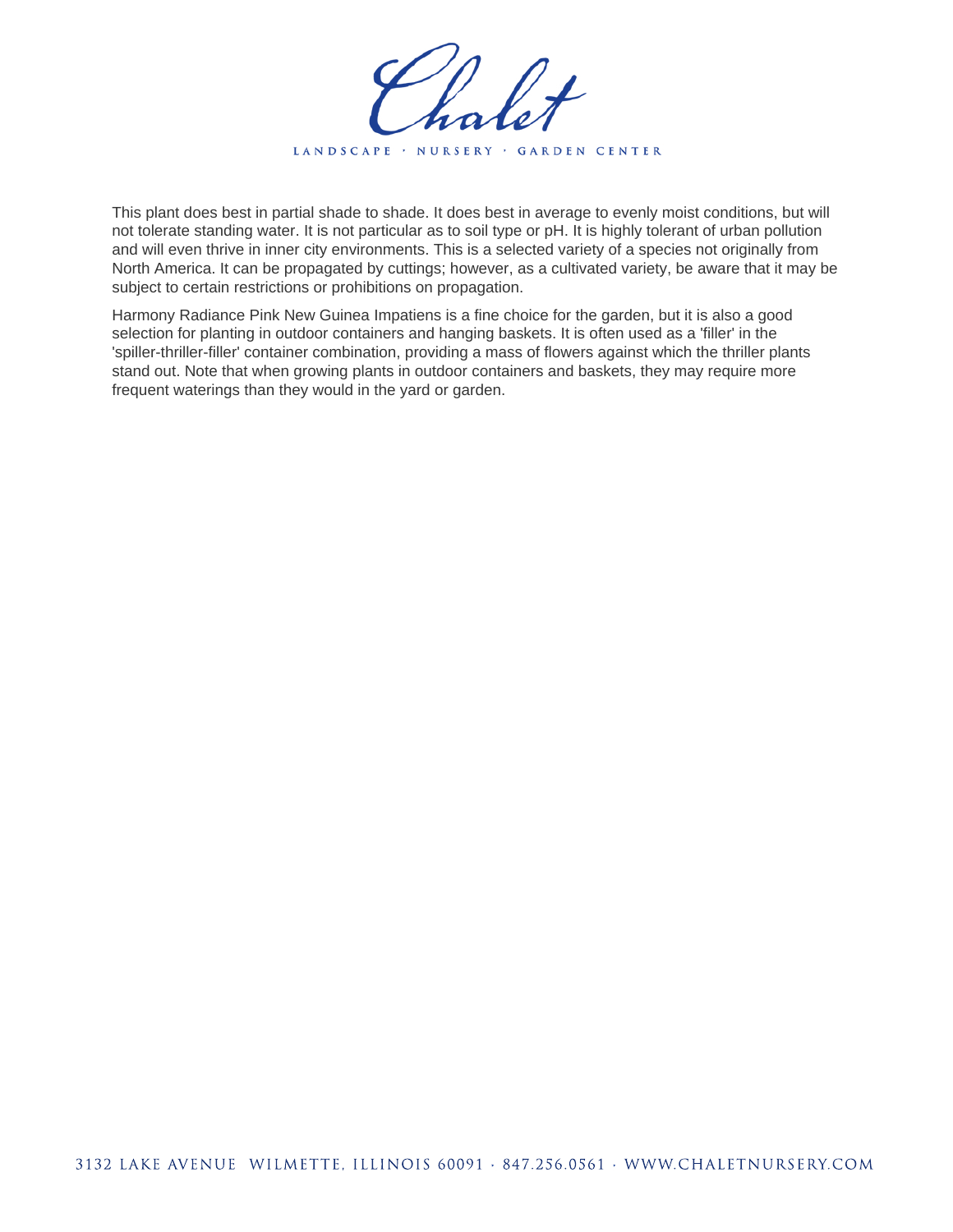This plant does best in partial shade to shade. It does best in average to evenly moist conditions, but will not tolerate standing water. It is not particular as to soil type or pH. It is highly tolerant of urban pollution and will even thrive in inner city environments. This is a selected variety of a species not originally from North America. It can be propagated by cuttings; however, as a cultivated variety, be aware that it may be subject to certain restrictions or prohibitions on propagation.

Harmony Radiance Pink New Guinea Impatiens is a fine choice for the garden, but it is also a good selection for planting in outdoor containers and hanging baskets. It is often used as a 'filler' in the 'spiller-thriller-filler' container combination, providing a mass of flowers against which the thriller plants stand out. Note that when growing plants in outdoor containers and baskets, they may require more frequent waterings than they would in the yard or garden.